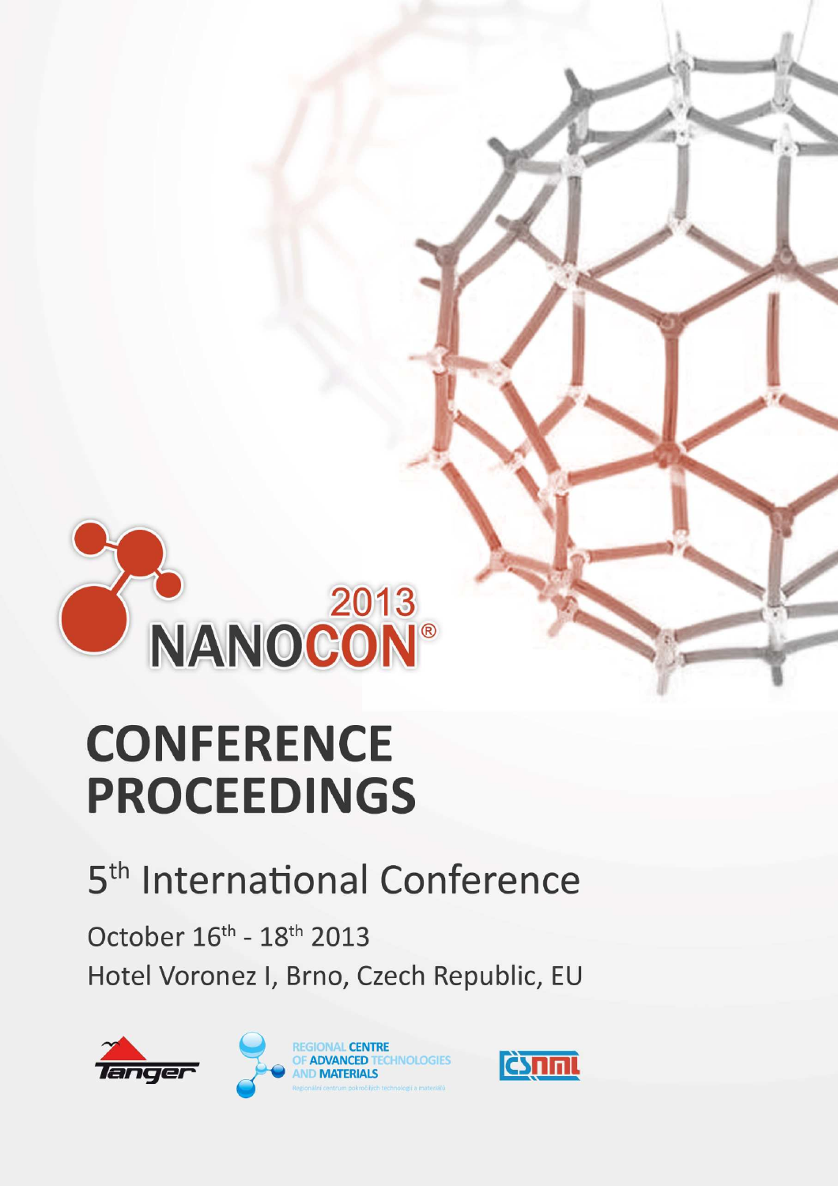2013

# NANOCON®

# CONFERENCE PROCEEDINGS

## 5th International Conference

October 16th - 18th 2013

Hotel Voronez I, Brno, Czech Republic, EU

Tanger

REGIONAL CENTRE OF ADVANCED TECHNOLOGIES AND MATERIALS

Regionální centrum pokročilých technologií a materiálů

CSNMT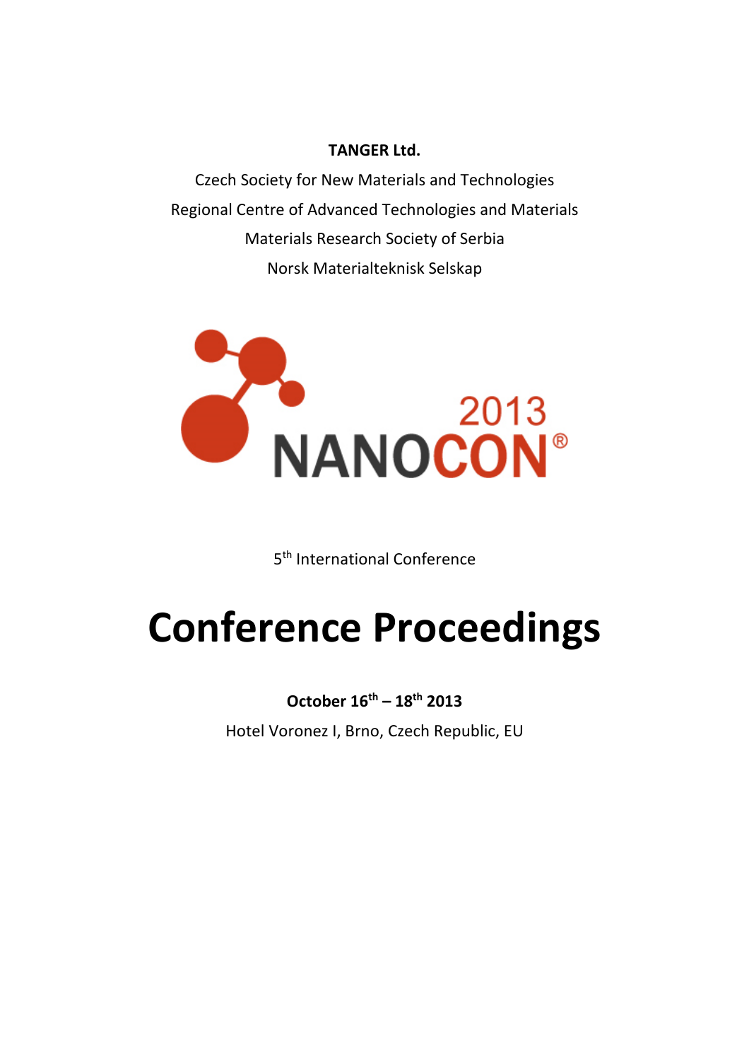**TANGER Ltd.**

Czech Society for New Materials and Technologies

Regional Centre of Advanced Technologies and Materials

Materials Research Society of Serbia

Norsk Materialteknisk Selskap

2013 NANOCON®

5th International Conference

# Conference Proceedings

**October 16th – 18th 2013**

Hotel Voronez I, Brno, Czech Republic, EU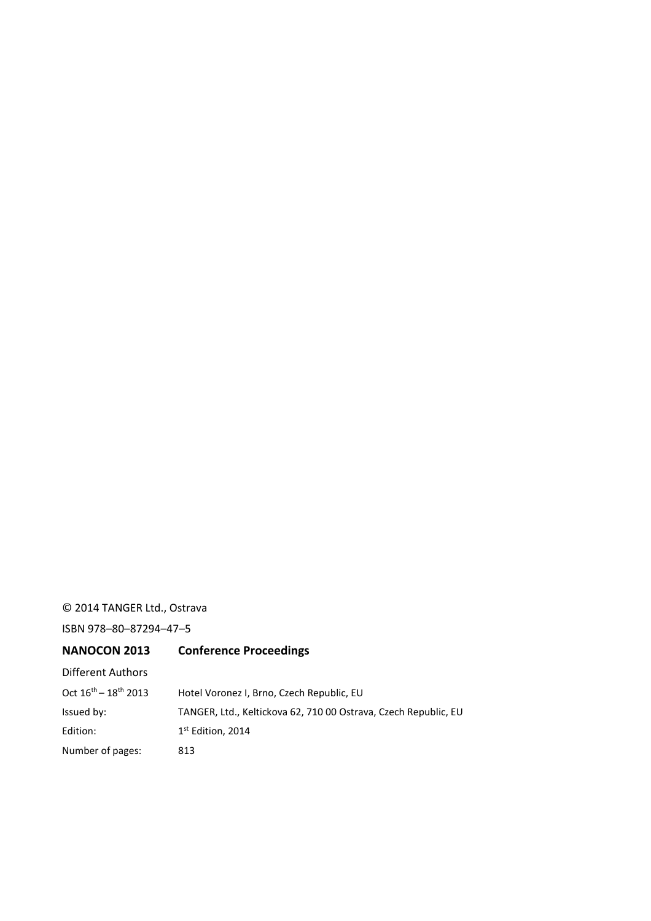© 2014 TANGER Ltd., Ostrava

ISBN 978–80–87294–47–5

**NANOCON 2013 Conference Proceedings**

Different Authors

| | |
|---|---|
| Oct 16th – 18th 2013 | Hotel Voronez I, Brno, Czech Republic, EU |
| Issued by: | TANGER, Ltd., Keltickova 62, 710 00 Ostrava, Czech Republic, EU |
| Edition: | 1st Edition, 2014 |
| Number of pages: | 813 |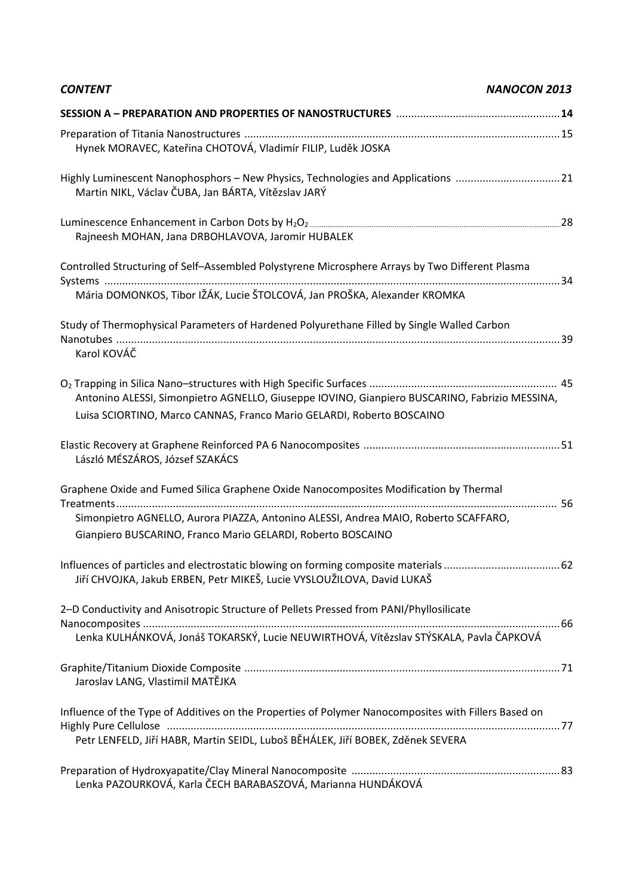*CONTENT* *NANOCON 2013*

**SESSION A – PREPARATION AND PROPERTIES OF NANOSTRUCTURES** ...................................................... **14**

Preparation of Titania Nanostructures ......................................................................................................... 15
Hynek MORAVEC, Kateřina CHOTOVÁ, Vladimír FILIP, Luděk JOSKA

Highly Luminescent Nanophosphors – New Physics, Technologies and Applications .................................. 21
Martin NIKL, Václav ČUBA, Jan BÁRTA, Vítězslav JARÝ

Luminescence Enhancement in Carbon Dots by $H_2O_2$ ........................................................................ 28
Rajneesh MOHAN, Jana DRBOHLAVOVA, Jaromir HUBALEK

Controlled Structuring of Self–Assembled Polystyrene Microsphere Arrays by Two Different Plasma Systems ....................................................................................................................................... 34
Mária DOMONKOS, Tibor IŽÁK, Lucie ŠTOLCOVÁ, Jan PROŠKA, Alexander KROMKA

Study of Thermophysical Parameters of Hardened Polyurethane Filled by Single Walled Carbon Nanotubes ................................................................................................................................... 39
Karol KOVÁČ

$O_2$ Trapping in Silica Nano–structures with High Specific Surfaces .............................................................. 45
Antonino ALESSI, Simonpietro AGNELLO, Giuseppe IOVINO, Gianpiero BUSCARINO, Fabrizio MESSINA, Luisa SCIORTINO, Marco CANNAS, Franco Mario GELARDI, Roberto BOSCAINO

Elastic Recovery at Graphene Reinforced PA 6 Nanocomposites ................................................................ 51
László MÉSZÁROS, József SZAKÁCS

Graphene Oxide and Fumed Silica Graphene Oxide Nanocomposites Modification by Thermal Treatments ................................................................................................................................... 56
Simonpietro AGNELLO, Aurora PIAZZA, Antonino ALESSI, Andrea MAIO, Roberto SCAFFARO, Gianpiero BUSCARINO, Franco Mario GELARDI, Roberto BOSCAINO

Influences of particles and electrostatic blowing on forming composite materials ...................................... 62
Jiří CHVOJKA, Jakub ERBEN, Petr MIKEŠ, Lucie VYSLOUŽILOVA, David LUKAŠ

2–D Conductivity and Anisotropic Structure of Pellets Pressed from PANI/Phyllosilicate Nanocomposites ............................................................................................................................ 66
Lenka KULHÁNKOVÁ, Jonáš TOKARSKÝ, Lucie NEUWIRTHOVÁ, Vítězslav STÝSKALA, Pavla ČAPKOVÁ

Graphite/Titanium Dioxide Composite ........................................................................................................ 71
Jaroslav LANG, Vlastimil MATĚJKA

Influence of the Type of Additives on the Properties of Polymer Nanocomposites with Fillers Based on Highly Pure Cellulose ................................................................................................................... 77
Petr LENFELD, Jiří HABR, Martin SEIDL, Luboš BĚHÁLEK, Jiří BOBEK, Zděnek SEVERA

Preparation of Hydroxyapatite/Clay Mineral Nanocomposite ..................................................................... 83
Lenka PAZOURKOVÁ, Karla ČECH BARABASZOVÁ, Marianna HUNDÁKOVÁ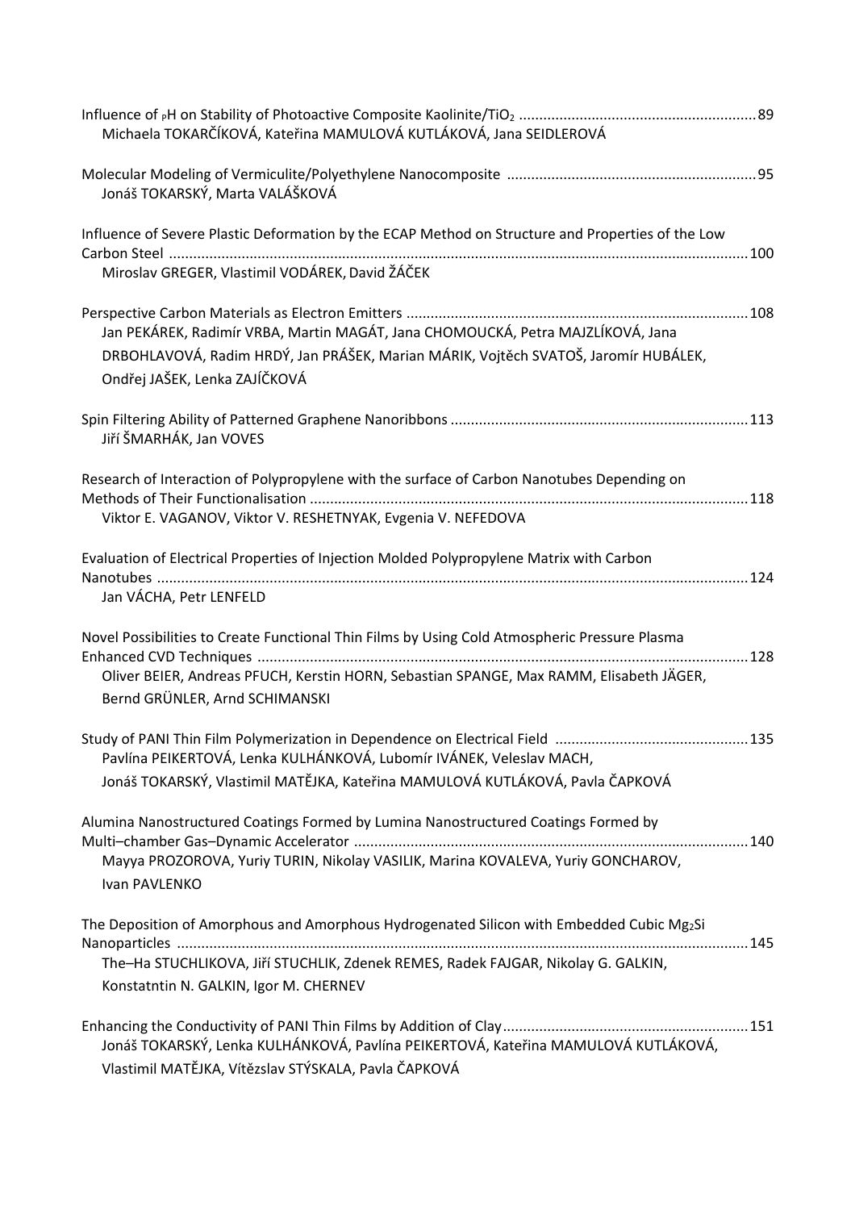Influence of pH on Stability of Photoactive Composite Kaolinite/$TiO_2$ .......... 89
Michaela TOKARČÍKOVÁ, Kateřina MAMULOVÁ KUTLÁKOVÁ, Jana SEIDLEROVÁ

Molecular Modeling of Vermiculite/Polyethylene Nanocomposite .......... 95
Jonáš TOKARSKÝ, Marta VALÁŠKOVÁ

Influence of Severe Plastic Deformation by the ECAP Method on Structure and Properties of the Low Carbon Steel .......... 100
Miroslav GREGER, Vlastimil VODÁREK, David ŽÁČEK

Perspective Carbon Materials as Electron Emitters .......... 108
Jan PEKÁREK, Radimír VRBA, Martin MAGÁT, Jana CHOMOUCKÁ, Petra MAJZLÍKOVÁ, Jana DRBOHLAVOVÁ, Radim HRDÝ, Jan PRÁŠEK, Marian MÁRIK, Vojtěch SVATOŠ, Jaromír HUBÁLEK, Ondřej JAŠEK, Lenka ZAJÍČKOVÁ

Spin Filtering Ability of Patterned Graphene Nanoribbons .......... 113
Jiří ŠMARHÁK, Jan VOVES

Research of Interaction of Polypropylene with the surface of Carbon Nanotubes Depending on Methods of Their Functionalisation .......... 118
Viktor E. VAGANOV, Viktor V. RESHETNYAK, Evgenia V. NEFEDOVA

Evaluation of Electrical Properties of Injection Molded Polypropylene Matrix with Carbon Nanotubes .......... 124
Jan VÁCHA, Petr LENFELD

Novel Possibilities to Create Functional Thin Films by Using Cold Atmospheric Pressure Plasma Enhanced CVD Techniques .......... 128
Oliver BEIER, Andreas PFUCH, Kerstin HORN, Sebastian SPANGE, Max RAMM, Elisabeth JÄGER, Bernd GRÜNLER, Arnd SCHIMANSKI

Study of PANI Thin Film Polymerization in Dependence on Electrical Field .......... 135
Pavlína PEIKERTOVÁ, Lenka KULHÁNKOVÁ, Lubomír IVÁNEK, Veleslav MACH, Jonáš TOKARSKÝ, Vlastimil MATĚJKA, Kateřina MAMULOVÁ KUTLÁKOVÁ, Pavla ČAPKOVÁ

Alumina Nanostructured Coatings Formed by Lumina Nanostructured Coatings Formed by Multi–chamber Gas–Dynamic Accelerator .......... 140
Mayya PROZOROVA, Yuriy TURIN, Nikolay VASILIK, Marina KOVALEVA, Yuriy GONCHAROV, Ivan PAVLENKO

The Deposition of Amorphous and Amorphous Hydrogenated Silicon with Embedded Cubic $Mg_2Si$ Nanoparticles .......... 145
The–Ha STUCHLIKOVA, Jiří STUCHLIK, Zdenek REMES, Radek FAJGAR, Nikolay G. GALKIN, Konstatntin N. GALKIN, Igor M. CHERNEV

Enhancing the Conductivity of PANI Thin Films by Addition of Clay .......... 151
Jonáš TOKARSKÝ, Lenka KULHÁNKOVÁ, Pavlína PEIKERTOVÁ, Kateřina MAMULOVÁ KUTLÁKOVÁ, Vlastimil MATĚJKA, Vítězslav STÝSKALA, Pavla ČAPKOVÁ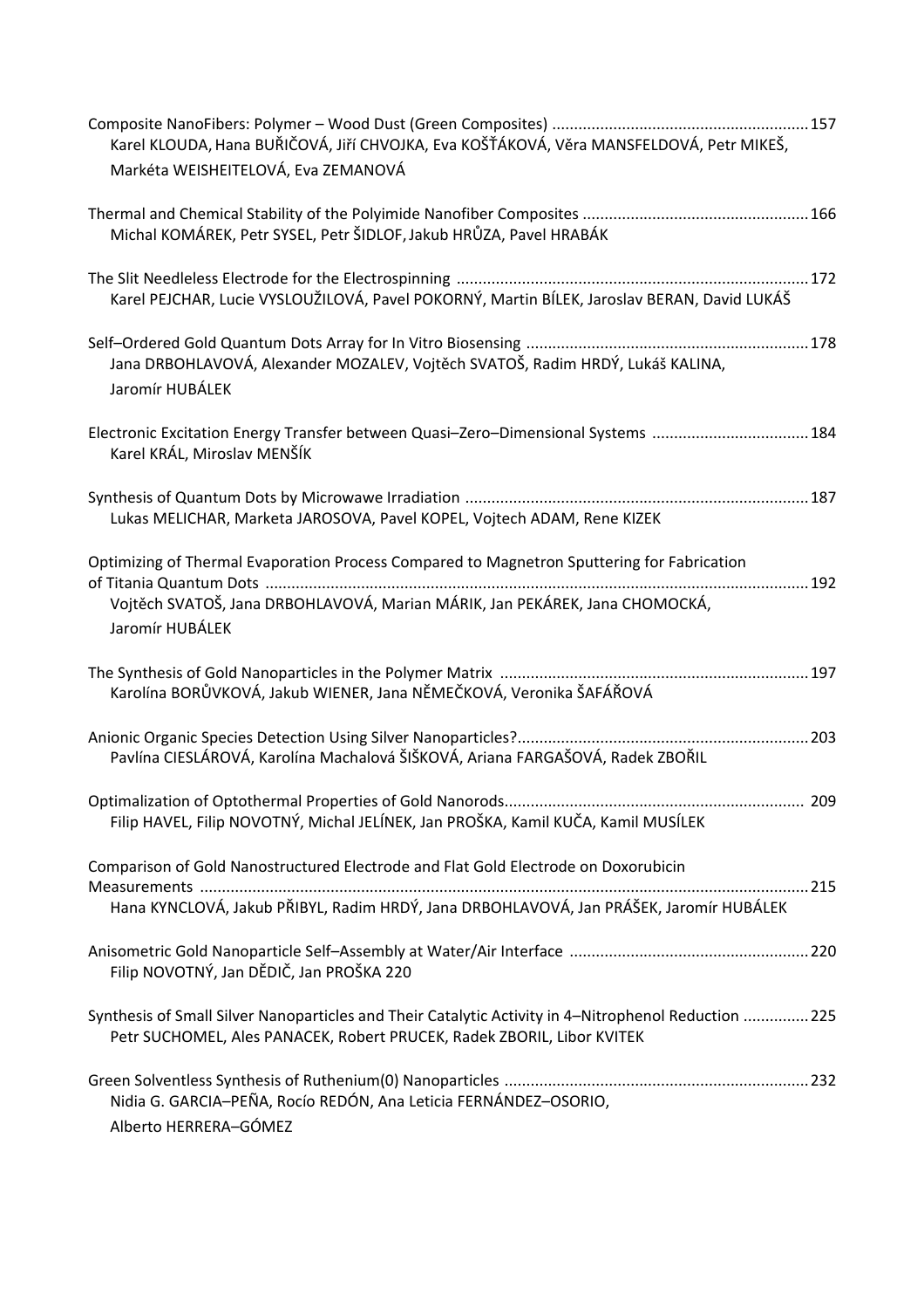Composite NanoFibers: Polymer – Wood Dust (Green Composites) .......................................................... 157
Karel KLOUDA, Hana BUŘIČOVÁ, Jiří CHVOJKA, Eva KOŠŤÁKOVÁ, Věra MANSFELDOVÁ, Petr MIKEŠ, Markéta WEISHEITELOVÁ, Eva ZEMANOVÁ

Thermal and Chemical Stability of the Polyimide Nanofiber Composites ................................................... 166
Michal KOMÁREK, Petr SYSEL, Petr ŠIDLOF, Jakub HRŮZA, Pavel HRABÁK

The Slit Needleless Electrode for the Electrospinning ................................................................................ 172
Karel PEJCHAR, Lucie VYSLOUŽILOVÁ, Pavel POKORNÝ, Martin BÍLEK, Jaroslav BERAN, David LUKÁŠ

Self–Ordered Gold Quantum Dots Array for In Vitro Biosensing ................................................................ 178
Jana DRBOHLAVOVÁ, Alexander MOZALEV, Vojtěch SVATOŠ, Radim HRDÝ, Lukáš KALINA, Jaromír HUBÁLEK

Electronic Excitation Energy Transfer between Quasi–Zero–Dimensional Systems .................................... 184
Karel KRÁL, Miroslav MENŠÍK

Synthesis of Quantum Dots by Microwawe Irradiation .............................................................................. 187
Lukas MELICHAR, Marketa JAROSOVA, Pavel KOPEL, Vojtech ADAM, Rene KIZEK

Optimizing of Thermal Evaporation Process Compared to Magnetron Sputtering for Fabrication of Titania Quantum Dots ........................................................................................................................... 192
Vojtěch SVATOŠ, Jana DRBOHLAVOVÁ, Marian MÁRIK, Jan PEKÁREK, Jana CHOMOCKÁ, Jaromír HUBÁLEK

The Synthesis of Gold Nanoparticles in the Polymer Matrix ...................................................................... 197
Karolína BORŮVKOVÁ, Jakub WIENER, Jana NĚMEČKOVÁ, Veronika ŠAFÁŘOVÁ

Anionic Organic Species Detection Using Silver Nanoparticles?.................................................................. 203
Pavlína CIESLÁROVÁ, Karolína Machalová ŠIŠKOVÁ, Ariana FARGAŠOVÁ, Radek ZBOŘIL

Optimalization of Optothermal Properties of Gold Nanorods.................................................................... 209
Filip HAVEL, Filip NOVOTNÝ, Michal JELÍNEK, Jan PROŠKA, Kamil KUČA, Kamil MUSÍLEK

Comparison of Gold Nanostructured Electrode and Flat Gold Electrode on Doxorubicin Measurements ........................................................................................................................................ 215
Hana KYNCLOVÁ, Jakub PŘIBYL, Radim HRDÝ, Jana DRBOHLAVOVÁ, Jan PRÁŠEK, Jaromír HUBÁLEK

Anisometric Gold Nanoparticle Self–Assembly at Water/Air Interface ...................................................... 220
Filip NOVOTNÝ, Jan DĚDIČ, Jan PROŠKA 220

Synthesis of Small Silver Nanoparticles and Their Catalytic Activity in 4–Nitrophenol Reduction ............... 225
Petr SUCHOMEL, Ales PANACEK, Robert PRUCEK, Radek ZBORIL, Libor KVITEK

Green Solventless Synthesis of Ruthenium(0) Nanoparticles ..................................................................... 232
Nidia G. GARCIA–PEÑA, Rocío REDÓN, Ana Leticia FERNÁNDEZ–OSORIO, Alberto HERRERA–GÓMEZ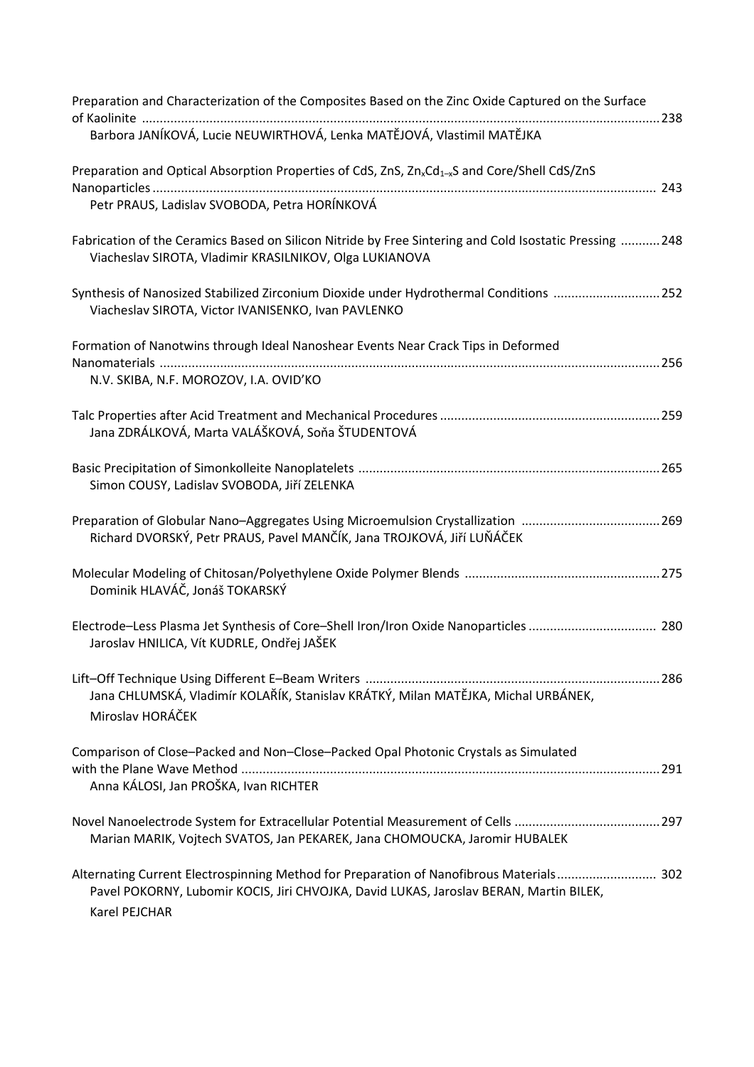Preparation and Characterization of the Composites Based on the Zinc Oxide Captured on the Surface of Kaolinite ........ 238
Barbora JANÍKOVÁ, Lucie NEUWIRTHOVÁ, Lenka MATĚJOVÁ, Vlastimil MATĚJKA

Preparation and Optical Absorption Properties of CdS, ZnS, $Zn_xCd_{1-x}S$ and Core/Shell CdS/ZnS Nanoparticles ........ 243
Petr PRAUS, Ladislav SVOBODA, Petra HORÍNKOVÁ

Fabrication of the Ceramics Based on Silicon Nitride by Free Sintering and Cold Isostatic Pressing ........ 248
Viacheslav SIROTA, Vladimir KRASILNIKOV, Olga LUKIANOVA

Synthesis of Nanosized Stabilized Zirconium Dioxide under Hydrothermal Conditions ........ 252
Viacheslav SIROTA, Victor IVANISENKO, Ivan PAVLENKO

Formation of Nanotwins through Ideal Nanoshear Events Near Crack Tips in Deformed Nanomaterials ........ 256
N.V. SKIBA, N.F. MOROZOV, I.A. OVID'KO

Talc Properties after Acid Treatment and Mechanical Procedures ........ 259
Jana ZDRÁLKOVÁ, Marta VALÁŠKOVÁ, Soňa ŠTUDENTOVÁ

Basic Precipitation of Simonkolleite Nanoplatelets ........ 265
Simon COUSY, Ladislav SVOBODA, Jiří ZELENKA

Preparation of Globular Nano–Aggregates Using Microemulsion Crystallization ........ 269
Richard DVORSKÝ, Petr PRAUS, Pavel MANČÍK, Jana TROJKOVÁ, Jiří LUŇÁČEK

Molecular Modeling of Chitosan/Polyethylene Oxide Polymer Blends ........ 275
Dominik HLAVÁČ, Jonáš TOKARSKÝ

Electrode–Less Plasma Jet Synthesis of Core–Shell Iron/Iron Oxide Nanoparticles ........ 280
Jaroslav HNILICA, Vít KUDRLE, Ondřej JAŠEK

Lift–Off Technique Using Different E–Beam Writers ........ 286
Jana CHLUMSKÁ, Vladimír KOLAŘÍK, Stanislav KRÁTKÝ, Milan MATĚJKA, Michal URBÁNEK, Miroslav HORÁČEK

Comparison of Close–Packed and Non–Close–Packed Opal Photonic Crystals as Simulated with the Plane Wave Method ........ 291
Anna KÁLOSI, Jan PROŠKA, Ivan RICHTER

Novel Nanoelectrode System for Extracellular Potential Measurement of Cells ........ 297
Marian MARIK, Vojtech SVATOS, Jan PEKAREK, Jana CHOMOUCKA, Jaromir HUBALEK

Alternating Current Electrospinning Method for Preparation of Nanofibrous Materials ........ 302
Pavel POKORNY, Lubomir KOCIS, Jiri CHVOJKA, David LUKAS, Jaroslav BERAN, Martin BILEK, Karel PEJCHAR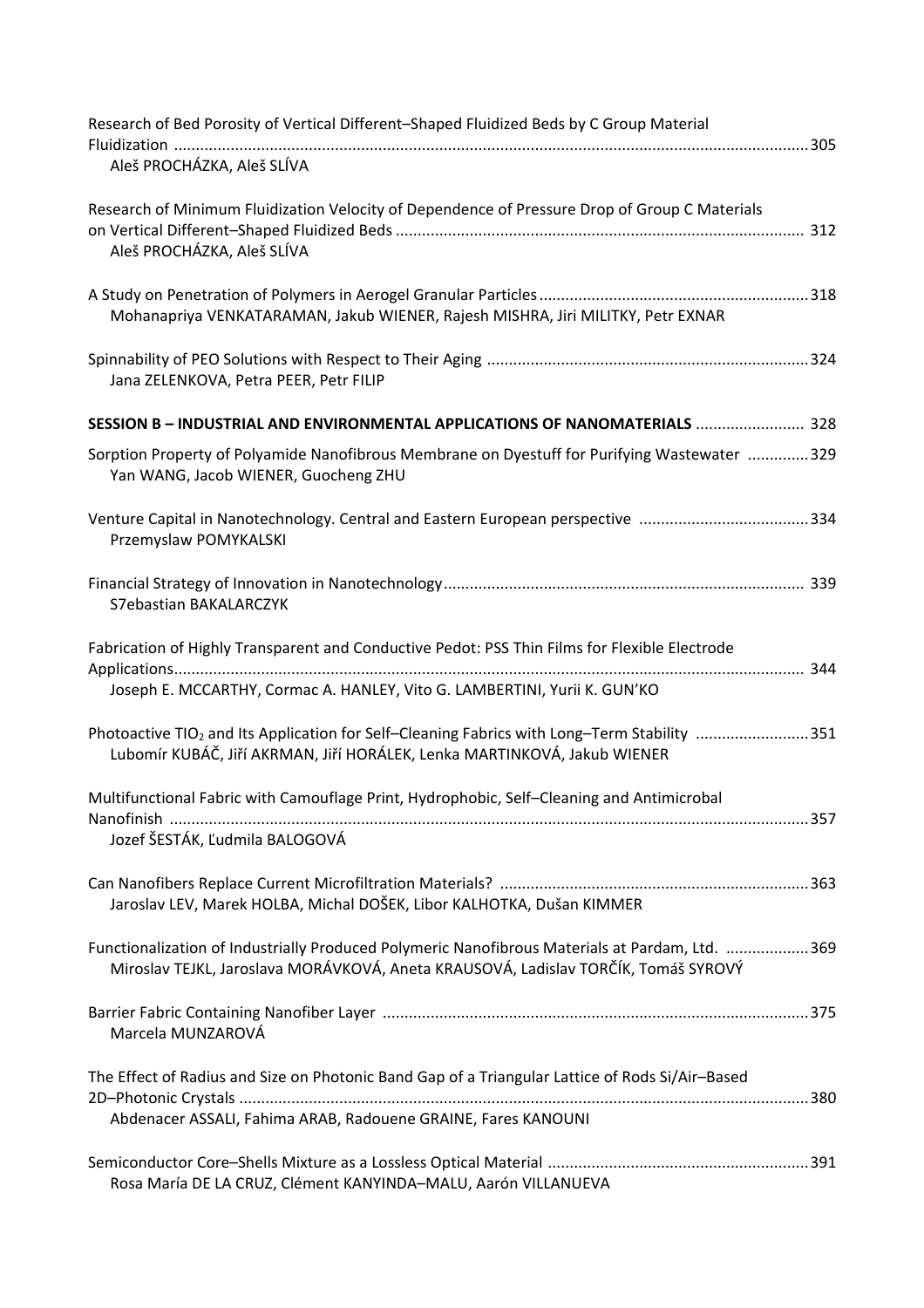Research of Bed Porosity of Vertical Different–Shaped Fluidized Beds by C Group Material Fluidization ..... 305
Aleš PROCHÁZKA, Aleš SLÍVA

Research of Minimum Fluidization Velocity of Dependence of Pressure Drop of Group C Materials on Vertical Different–Shaped Fluidized Beds ..... 312
Aleš PROCHÁZKA, Aleš SLÍVA

A Study on Penetration of Polymers in Aerogel Granular Particles ..... 318
Mohanapriya VENKATARAMAN, Jakub WIENER, Rajesh MISHRA, Jiri MILITKY, Petr EXNAR

Spinnability of PEO Solutions with Respect to Their Aging ..... 324
Jana ZELENKOVA, Petra PEER, Petr FILIP

**SESSION B – INDUSTRIAL AND ENVIRONMENTAL APPLICATIONS OF NANOMATERIALS ..... 328**

Sorption Property of Polyamide Nanofibrous Membrane on Dyestuff for Purifying Wastewater ..... 329
Yan WANG, Jacob WIENER, Guocheng ZHU

Venture Capital in Nanotechnology. Central and Eastern European perspective ..... 334
Przemyslaw POMYKALSKI

Financial Strategy of Innovation in Nanotechnology ..... 339
S7ebastian BAKALARCZYK

Fabrication of Highly Transparent and Conductive Pedot: PSS Thin Films for Flexible Electrode Applications ..... 344
Joseph E. MCCARTHY, Cormac A. HANLEY, Vito G. LAMBERTINI, Yurii K. GUN'KO

Photoactive $TiO_2$ and Its Application for Self–Cleaning Fabrics with Long–Term Stability ..... 351
Lubomír KUBÁČ, Jiří AKRMAN, Jiří HORÁLEK, Lenka MARTINKOVÁ, Jakub WIENER

Multifunctional Fabric with Camouflage Print, Hydrophobic, Self–Cleaning and Antimicrobal Nanofinish ..... 357
Jozef ŠESTÁK, Ľudmila BALOGOVÁ

Can Nanofibers Replace Current Microfiltration Materials? ..... 363
Jaroslav LEV, Marek HOLBA, Michal DOŠEK, Libor KALHOTKA, Dušan KIMMER

Functionalization of Industrially Produced Polymeric Nanofibrous Materials at Pardam, Ltd. ..... 369
Miroslav TEJKL, Jaroslava MORÁVKOVÁ, Aneta KRAUSOVÁ, Ladislav TORČÍK, Tomáš SYROVÝ

Barrier Fabric Containing Nanofiber Layer ..... 375
Marcela MUNZAROVÁ

The Effect of Radius and Size on Photonic Band Gap of a Triangular Lattice of Rods Si/Air–Based 2D–Photonic Crystals ..... 380
Abdenacer ASSALI, Fahima ARAB, Radouene GRAINE, Fares KANOUNI

Semiconductor Core–Shells Mixture as a Lossless Optical Material ..... 391
Rosa María DE LA CRUZ, Clément KANYINDA–MALU, Aarón VILLANUEVA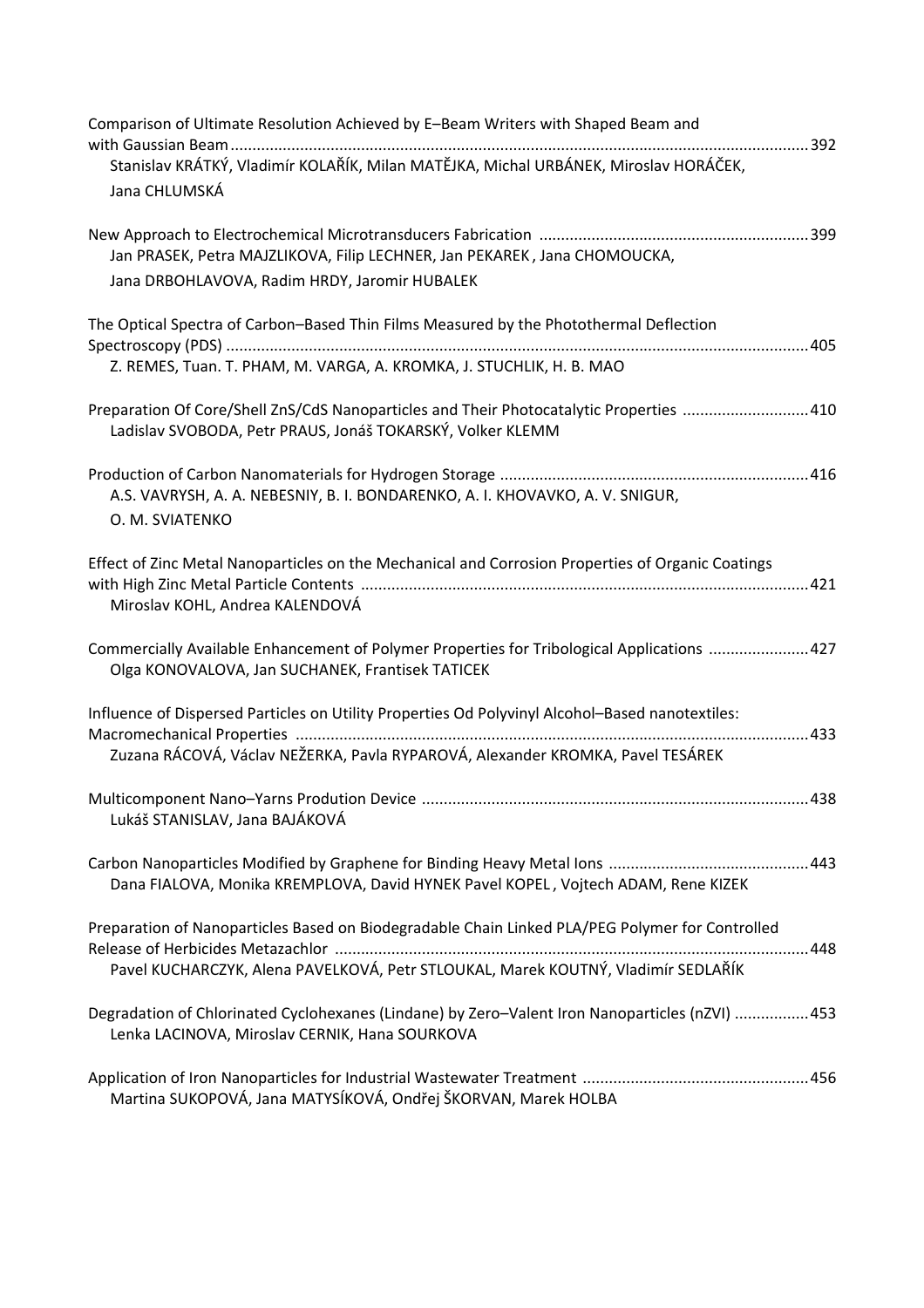Comparison of Ultimate Resolution Achieved by E–Beam Writers with Shaped Beam and with Gaussian Beam ... 392
Stanislav KRÁTKÝ, Vladimír KOLAŘÍK, Milan MATĚJKA, Michal URBÁNEK, Miroslav HORÁČEK, Jana CHLUMSKÁ

New Approach to Electrochemical Microtransducers Fabrication ... 399
Jan PRASEK, Petra MAJZLIKOVA, Filip LECHNER, Jan PEKAREK , Jana CHOMOUCKA, Jana DRBOHLAVOVA, Radim HRDY, Jaromir HUBALEK

The Optical Spectra of Carbon–Based Thin Films Measured by the Photothermal Deflection Spectroscopy (PDS) ... 405
Z. REMES, Tuan. T. PHAM, M. VARGA, A. KROMKA, J. STUCHLIK, H. B. MAO

Preparation Of Core/Shell ZnS/CdS Nanoparticles and Their Photocatalytic Properties ... 410
Ladislav SVOBODA, Petr PRAUS, Jonáš TOKARSKÝ, Volker KLEMM

Production of Carbon Nanomaterials for Hydrogen Storage ... 416
A.S. VAVRYSH, A. A. NEBESNIY, B. I. BONDARENKO, A. I. KHOVAVKO, A. V. SNIGUR, O. M. SVIATENKO

Effect of Zinc Metal Nanoparticles on the Mechanical and Corrosion Properties of Organic Coatings with High Zinc Metal Particle Contents ... 421
Miroslav KOHL, Andrea KALENDOVÁ

Commercially Available Enhancement of Polymer Properties for Tribological Applications ... 427
Olga KONOVALOVA, Jan SUCHANEK, Frantisek TATICEK

Influence of Dispersed Particles on Utility Properties Od Polyvinyl Alcohol–Based nanotextiles: Macromechanical Properties ... 433
Zuzana RÁCOVÁ, Václav NEŽERKA, Pavla RYPAROVÁ, Alexander KROMKA, Pavel TESÁREK

Multicomponent Nano–Yarns Prodution Device ... 438
Lukáš STANISLAV, Jana BAJÁKOVÁ

Carbon Nanoparticles Modified by Graphene for Binding Heavy Metal Ions ... 443
Dana FIALOVA, Monika KREMPLOVA, David HYNEK Pavel KOPEL , Vojtech ADAM, Rene KIZEK

Preparation of Nanoparticles Based on Biodegradable Chain Linked PLA/PEG Polymer for Controlled Release of Herbicides Metazachlor ... 448
Pavel KUCHARCZYK, Alena PAVELKOVÁ, Petr STLOUKAL, Marek KOUTNÝ, Vladimír SEDLAŘÍK

Degradation of Chlorinated Cyclohexanes (Lindane) by Zero–Valent Iron Nanoparticles (nZVI) ... 453
Lenka LACINOVA, Miroslav CERNIK, Hana SOURKOVA

Application of Iron Nanoparticles for Industrial Wastewater Treatment ... 456
Martina SUKOPOVÁ, Jana MATYSÍKOVÁ, Ondřej ŠKORVAN, Marek HOLBA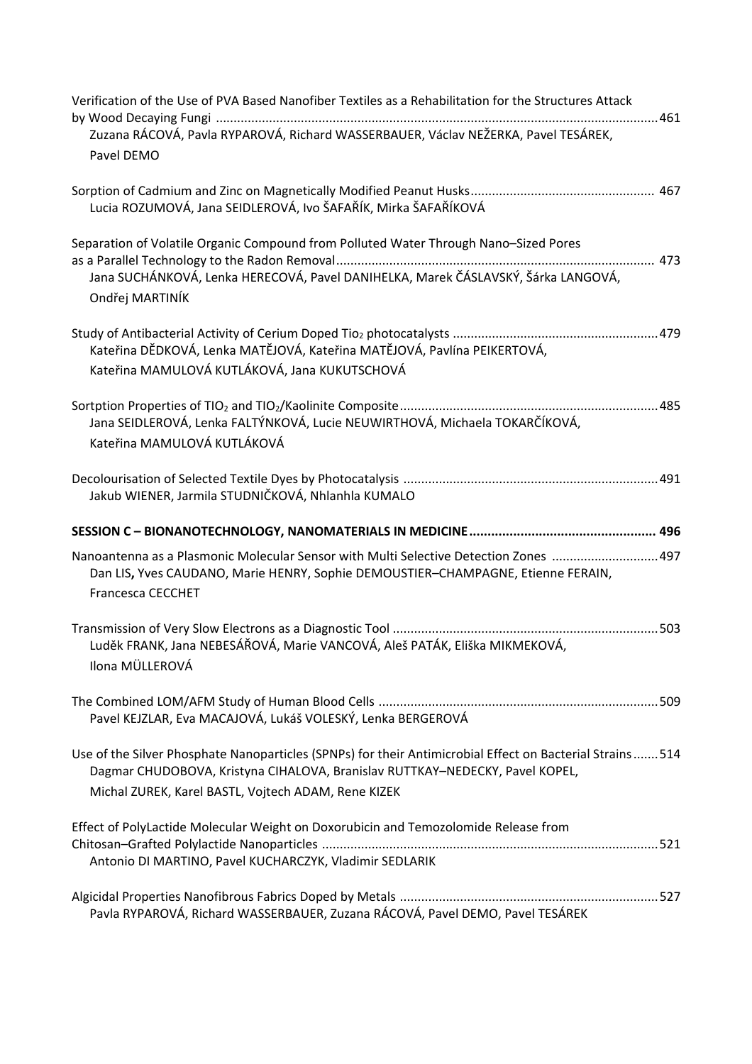Verification of the Use of PVA Based Nanofiber Textiles as a Rehabilitation for the Structures Attack by Wood Decaying Fungi ........................................ 461
Zuzana RÁCOVÁ, Pavla RYPAROVÁ, Richard WASSERBAUER, Václav NEŽERKA, Pavel TESÁREK, Pavel DEMO

Sorption of Cadmium and Zinc on Magnetically Modified Peanut Husks ........................................ 467
Lucia ROZUMOVÁ, Jana SEIDLEROVÁ, Ivo ŠAFAŘÍK, Mirka ŠAFAŘÍKOVÁ

Separation of Volatile Organic Compound from Polluted Water Through Nano–Sized Pores as a Parallel Technology to the Radon Removal ........................................ 473
Jana SUCHÁNKOVÁ, Lenka HERECOVÁ, Pavel DANIHELKA, Marek ČÁSLAVSKÝ, Šárka LANGOVÁ, Ondřej MARTINÍK

Study of Antibacterial Activity of Cerium Doped $Tio_2$ photocatalysts ........................................ 479
Kateřina DĚDKOVÁ, Lenka MATĚJOVÁ, Kateřina MATĚJOVÁ, Pavlína PEIKERTOVÁ, Kateřina MAMULOVÁ KUTLÁKOVÁ, Jana KUKUTSCHOVÁ

Sortption Properties of $TIO_2$ and $TIO_2$/Kaolinite Composite ........................................ 485
Jana SEIDLEROVÁ, Lenka FALTÝNKOVÁ, Lucie NEUWIRTHOVÁ, Michaela TOKARČÍKOVÁ, Kateřina MAMULOVÁ KUTLÁKOVÁ

Decolourisation of Selected Textile Dyes by Photocatalysis ........................................ 491
Jakub WIENER, Jarmila STUDNIČKOVÁ, Nhlanhla KUMALO

**SESSION C – BIONANOTECHNOLOGY, NANOMATERIALS IN MEDICINE ........................................ 496**

Nanoantenna as a Plasmonic Molecular Sensor with Multi Selective Detection Zones ........................................ 497
Dan LIS**,** Yves CAUDANO, Marie HENRY, Sophie DEMOUSTIER–CHAMPAGNE, Etienne FERAIN, Francesca CECCHET

Transmission of Very Slow Electrons as a Diagnostic Tool ........................................ 503
Luděk FRANK, Jana NEBESÁŘOVÁ, Marie VANCOVÁ, Aleš PATÁK, Eliška MIKMEKOVÁ, Ilona MÜLLEROVÁ

The Combined LOM/AFM Study of Human Blood Cells ........................................ 509
Pavel KEJZLAR, Eva MACAJOVÁ, Lukáš VOLESKÝ, Lenka BERGEROVÁ

Use of the Silver Phosphate Nanoparticles (SPNPs) for their Antimicrobial Effect on Bacterial Strains ....... 514
Dagmar CHUDOBOVA, Kristyna CIHALOVA, Branislav RUTTKAY–NEDECKY, Pavel KOPEL, Michal ZUREK, Karel BASTL, Vojtech ADAM, Rene KIZEK

Effect of PolyLactide Molecular Weight on Doxorubicin and Temozolomide Release from Chitosan–Grafted Polylactide Nanoparticles ........................................ 521
Antonio DI MARTINO, Pavel KUCHARCZYK, Vladimir SEDLARIK

Algicidal Properties Nanofibrous Fabrics Doped by Metals ........................................ 527
Pavla RYPAROVÁ, Richard WASSERBAUER, Zuzana RÁCOVÁ, Pavel DEMO, Pavel TESÁREK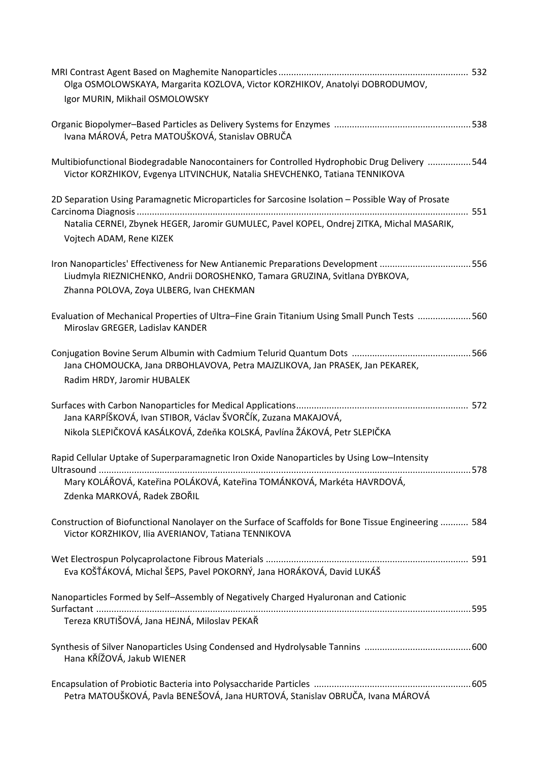MRI Contrast Agent Based on Maghemite Nanoparticles ........................................................................... 532
Olga OSMOLOWSKAYA, Margarita KOZLOVA, Victor KORZHIKOV, Anatolyi DOBRODUMOV, Igor MURIN, Mikhail OSMOLOWSKY

Organic Biopolymer–Based Particles as Delivery Systems for Enzymes ...................................................... 538
Ivana MÁROVÁ, Petra MATOUŠKOVÁ, Stanislav OBRUČA

Multibiofunctional Biodegradable Nanocontainers for Controlled Hydrophobic Drug Delivery ................. 544
Victor KORZHIKOV, Evgenya LITVINCHUK, Natalia SHEVCHENKO, Tatiana TENNIKOVA

2D Separation Using Paramagnetic Microparticles for Sarcosine Isolation – Possible Way of Prosate Carcinoma Diagnosis ........................................................................................................................ 551
Natalia CERNEI, Zbynek HEGER, Jaromir GUMULEC, Pavel KOPEL, Ondrej ZITKA, Michal MASARIK, Vojtech ADAM, Rene KIZEK

Iron Nanoparticles' Effectiveness for New Antianemic Preparations Development .................................... 556
Liudmyla RIEZNICHENKO, Andrii DOROSHENKO, Tamara GRUZINA, Svitlana DYBKOVA, Zhanna POLOVA, Zoya ULBERG, Ivan CHEKMAN

Evaluation of Mechanical Properties of Ultra–Fine Grain Titanium Using Small Punch Tests ..................... 560
Miroslav GREGER, Ladislav KANDER

Conjugation Bovine Serum Albumin with Cadmium Telurid Quantum Dots ............................................... 566
Jana CHOMOUCKA, Jana DRBOHLAVOVA, Petra MAJZLIKOVA, Jan PRASEK, Jan PEKAREK, Radim HRDY, Jaromir HUBALEK

Surfaces with Carbon Nanoparticles for Medical Applications .................................................................... 572
Jana KARPÍŠKOVÁ, Ivan STIBOR, Václav ŠVORČÍK, Zuzana MAKAJOVÁ, Nikola SLEPIČKOVÁ KASÁLKOVÁ, Zdeňka KOLSKÁ, Pavlína ŽÁKOVÁ, Petr SLEPIČKA

Rapid Cellular Uptake of Superparamagnetic Iron Oxide Nanoparticles by Using Low–Intensity Ultrasound ...................................................................................................................................... 578
Mary KOLÁŘOVÁ, Kateřina POLÁKOVÁ, Kateřina TOMÁNKOVÁ, Markéta HAVRDOVÁ, Zdenka MARKOVÁ, Radek ZBOŘIL

Construction of Biofunctional Nanolayer on the Surface of Scaffolds for Bone Tissue Engineering ........... 584
Victor KORZHIKOV, Ilia AVERIANOV, Tatiana TENNIKOVA

Wet Electrospun Polycaprolactone Fibrous Materials ................................................................................ 591
Eva KOŠŤÁKOVÁ, Michal ŠEPS, Pavel POKORNÝ, Jana HORÁKOVÁ, David LUKÁŠ

Nanoparticles Formed by Self–Assembly of Negatively Charged Hyaluronan and Cationic Surfactant ...................................................................................................................................... 595
Tereza KRUTIŠOVÁ, Jana HEJNÁ, Miloslav PEKAŘ

Synthesis of Silver Nanoparticles Using Condensed and Hydrolysable Tannins .......................................... 600
Hana KŘÍŽOVÁ, Jakub WIENER

Encapsulation of Probiotic Bacteria into Polysaccharide Particles .............................................................. 605
Petra MATOUŠKOVÁ, Pavla BENEŠOVÁ, Jana HURTOVÁ, Stanislav OBRUČA, Ivana MÁROVÁ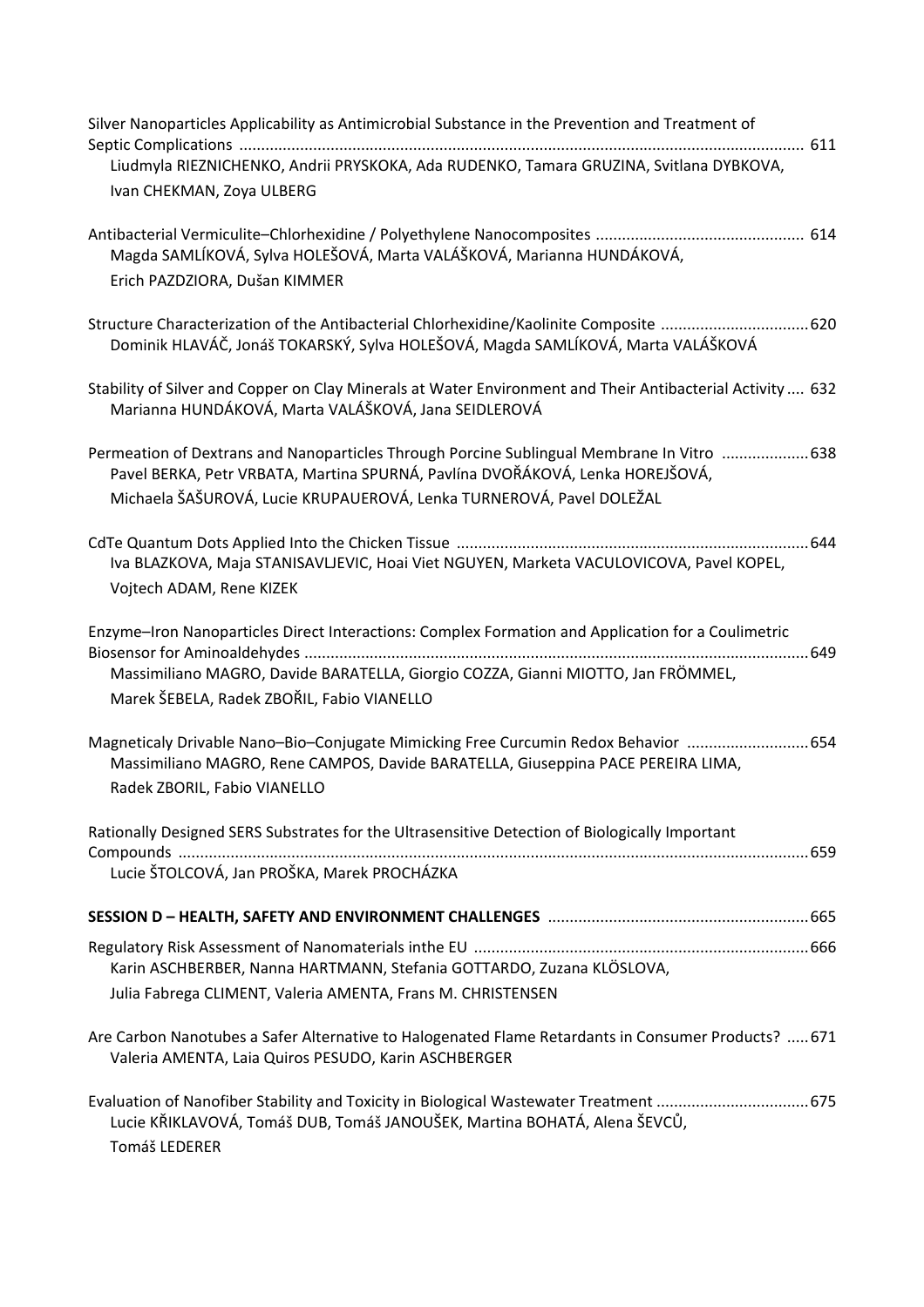Silver Nanoparticles Applicability as Antimicrobial Substance in the Prevention and Treatment of Septic Complications ................................................................................................................................ 611
Liudmyla RIEZNICHENKO, Andrii PRYSKOKA, Ada RUDENKO, Tamara GRUZINA, Svitlana DYBKOVA, Ivan CHEKMAN, Zoya ULBERG

Antibacterial Vermiculite–Chlorhexidine / Polyethylene Nanocomposites ................................................ 614
Magda SAMLÍKOVÁ, Sylva HOLEŠOVÁ, Marta VALÁŠKOVÁ, Marianna HUNDÁKOVÁ, Erich PAZDZIORA, Dušan KIMMER

Structure Characterization of the Antibacterial Chlorhexidine/Kaolinite Composite .................................620
Dominik HLAVÁČ, Jonáš TOKARSKÝ, Sylva HOLEŠOVÁ, Magda SAMLÍKOVÁ, Marta VALÁŠKOVÁ

Stability of Silver and Copper on Clay Minerals at Water Environment and Their Antibacterial Activity .... 632
Marianna HUNDÁKOVÁ, Marta VALÁŠKOVÁ, Jana SEIDLEROVÁ

Permeation of Dextrans and Nanoparticles Through Porcine Sublingual Membrane In Vitro ....................638
Pavel BERKA, Petr VRBATA, Martina SPURNÁ, Pavlína DVOŘÁKOVÁ, Lenka HOREJŠOVÁ, Michaela ŠAŠUROVÁ, Lucie KRUPAUEROVÁ, Lenka TURNEROVÁ, Pavel DOLEŽAL

CdTe Quantum Dots Applied Into the Chicken Tissue .................................................................................644
Iva BLAZKOVA, Maja STANISAVLJEVIC, Hoai Viet NGUYEN, Marketa VACULOVICOVA, Pavel KOPEL, Vojtech ADAM, Rene KIZEK

Enzyme–Iron Nanoparticles Direct Interactions: Complex Formation and Application for a Coulimetric Biosensor for Aminoaldehydes ...................................................................................................................649
Massimiliano MAGRO, Davide BARATELLA, Giorgio COZZA, Gianni MIOTTO, Jan FRÖMMEL, Marek ŠEBELA, Radek ZBOŘIL, Fabio VIANELLO

Magneticaly Drivable Nano–Bio–Conjugate Mimicking Free Curcumin Redox Behavior ...........................654
Massimiliano MAGRO, Rene CAMPOS, Davide BARATELLA, Giuseppina PACE PEREIRA LIMA, Radek ZBORIL, Fabio VIANELLO

Rationally Designed SERS Substrates for the Ultrasensitive Detection of Biologically Important Compounds ...............................................................................................................................................659
Lucie ŠTOLCOVÁ, Jan PROŠKA, Marek PROCHÁZKA

**SESSION D – HEALTH, SAFETY AND ENVIRONMENT CHALLENGES** ...........................................................665

Regulatory Risk Assessment of Nanomaterials inthe EU ............................................................................666
Karin ASCHBERBER, Nanna HARTMANN, Stefania GOTTARDO, Zuzana KLÖSLOVA, Julia Fabrega CLIMENT, Valeria AMENTA, Frans M. CHRISTENSEN

Are Carbon Nanotubes a Safer Alternative to Halogenated Flame Retardants in Consumer Products? .....671
Valeria AMENTA, Laia Quiros PESUDO, Karin ASCHBERGER

Evaluation of Nanofiber Stability and Toxicity in Biological Wastewater Treatment ..................................675
Lucie KŘIKLAVOVÁ, Tomáš DUB, Tomáš JANOUŠEK, Martina BOHATÁ, Alena ŠEVCŮ, Tomáš LEDERER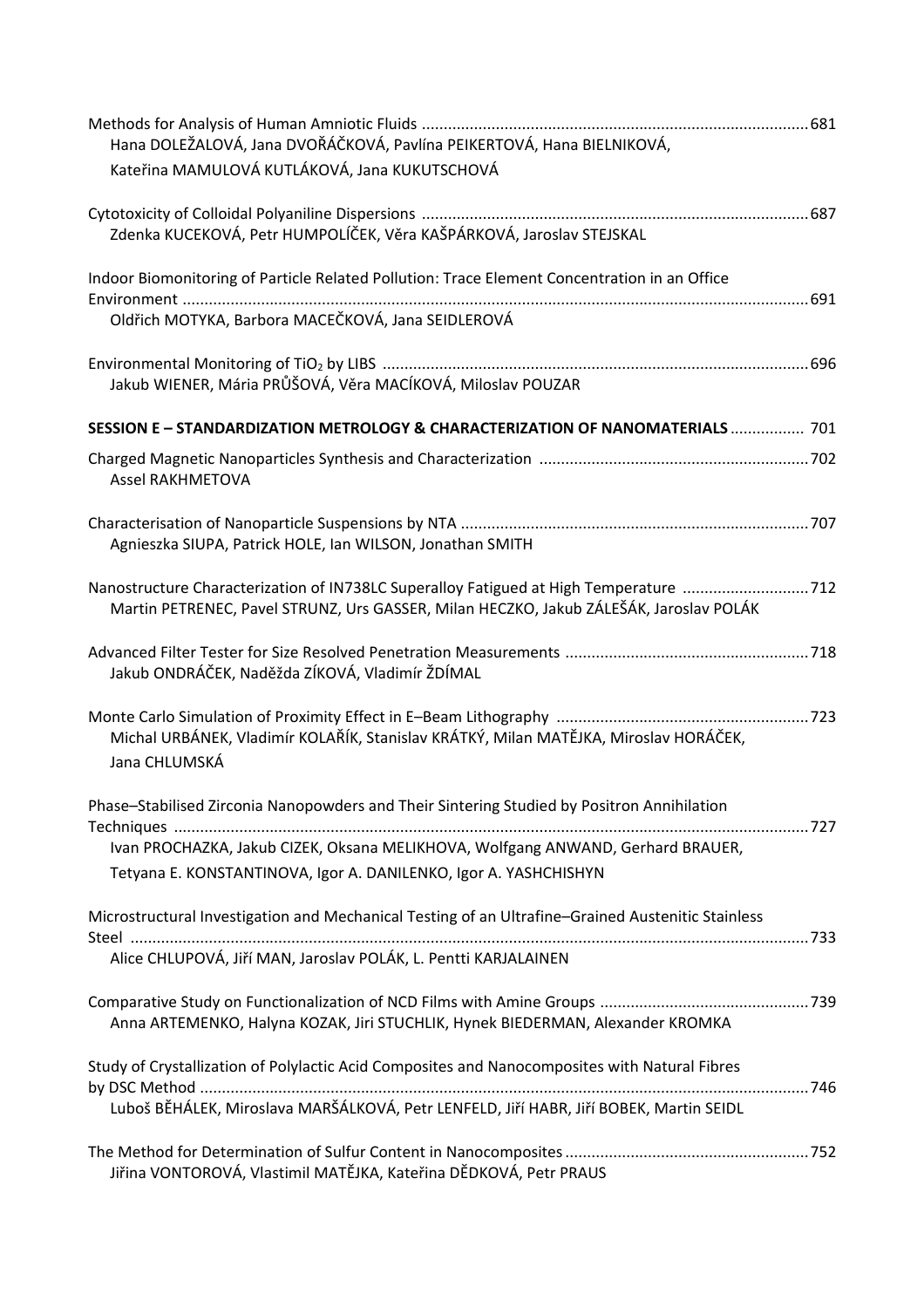Methods for Analysis of Human Amniotic Fluids ........................................................................................ 681
Hana DOLEŽALOVÁ, Jana DVOŘÁČKOVÁ, Pavlína PEIKERTOVÁ, Hana BIELNIKOVÁ, Kateřina MAMULOVÁ KUTLÁKOVÁ, Jana KUKUTSCHOVÁ

Cytotoxicity of Colloidal Polyaniline Dispersions ........................................................................................ 687
Zdenka KUCEKOVÁ, Petr HUMPOLÍČEK, Věra KAŠPÁRKOVÁ, Jaroslav STEJSKAL

Indoor Biomonitoring of Particle Related Pollution: Trace Element Concentration in an Office Environment .............................................................................................................................................. 691
Oldřich MOTYKA, Barbora MACEČKOVÁ, Jana SEIDLEROVÁ

Environmental Monitoring of $TiO_2$ by LIBS ................................................................................................. 696
Jakub WIENER, Mária PRŮŠOVÁ, Věra MACÍKOVÁ, Miloslav POUZAR

**SESSION E – STANDARDIZATION METROLOGY & CHARACTERIZATION OF NANOMATERIALS** ................. 701

Charged Magnetic Nanoparticles Synthesis and Characterization ............................................................. 702
Assel RAKHMETOVA

Characterisation of Nanoparticle Suspensions by NTA ............................................................................... 707
Agnieszka SIUPA, Patrick HOLE, Ian WILSON, Jonathan SMITH

Nanostructure Characterization of IN738LC Superalloy Fatigued at High Temperature ............................ 712
Martin PETRENEC, Pavel STRUNZ, Urs GASSER, Milan HECZKO, Jakub ZÁLEŠÁK, Jaroslav POLÁK

Advanced Filter Tester for Size Resolved Penetration Measurements ....................................................... 718
Jakub ONDRÁČEK, Naděžda ZÍKOVÁ, Vladimír ŽDÍMAL

Monte Carlo Simulation of Proximity Effect in E–Beam Lithography .......................................................... 723
Michal URBÁNEK, Vladimír KOLAŘÍK, Stanislav KRÁTKÝ, Milan MATĚJKA, Miroslav HORÁČEK, Jana CHLUMSKÁ

Phase–Stabilised Zirconia Nanopowders and Their Sintering Studied by Positron Annihilation Techniques ................................................................................................................................................ 727
Ivan PROCHAZKA, Jakub CIZEK, Oksana MELIKHOVA, Wolfgang ANWAND, Gerhard BRAUER, Tetyana E. KONSTANTINOVA, Igor A. DANILENKO, Igor A. YASHCHISHYN

Microstructural Investigation and Mechanical Testing of an Ultrafine–Grained Austenitic Stainless Steel ......................................................................................................................................................... 733
Alice CHLUPOVÁ, Jiří MAN, Jaroslav POLÁK, L. Pentti KARJALAINEN

Comparative Study on Functionalization of NCD Films with Amine Groups ............................................... 739
Anna ARTEMENKO, Halyna KOZAK, Jiri STUCHLIK, Hynek BIEDERMAN, Alexander KROMKA

Study of Crystallization of Polylactic Acid Composites and Nanocomposites with Natural Fibres by DSC Method .......................................................................................................................................... 746
Luboš BĚHÁLEK, Miroslava MARŠÁLKOVÁ, Petr LENFELD, Jiří HABR, Jiří BOBEK, Martin SEIDL

The Method for Determination of Sulfur Content in Nanocomposites ....................................................... 752
Jiřina VONTOROVÁ, Vlastimil MATĚJKA, Kateřina DĚDKOVÁ, Petr PRAUS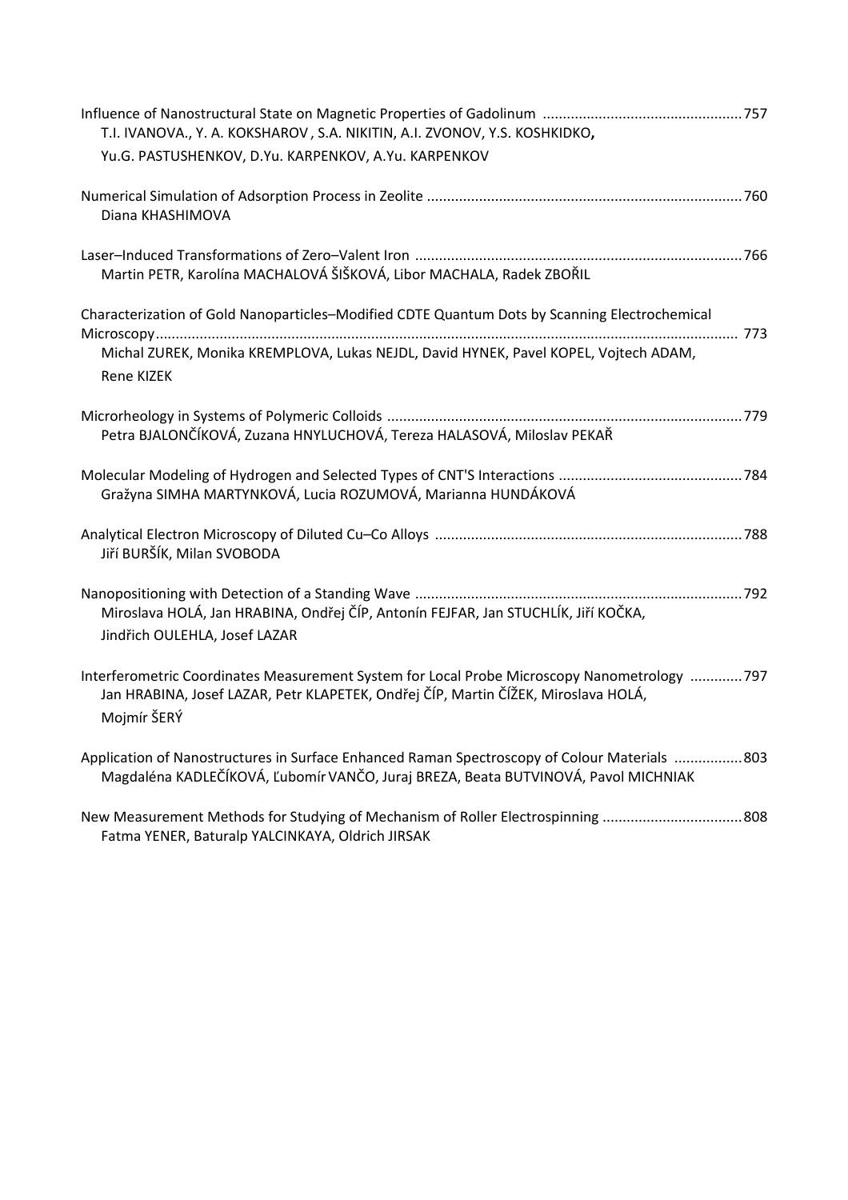Influence of Nanostructural State on Magnetic Properties of Gadolinum ................................................. 757
T.I. IVANOVA., Y. A. KOKSHAROV , S.A. NIKITIN, A.I. ZVONOV, Y.S. KOSHKIDKO, Yu.G. PASTUSHENKOV, D.Yu. KARPENKOV, A.Yu. KARPENKOV

Numerical Simulation of Adsorption Process in Zeolite ............................................................................ 760
Diana KHASHIMOVA

Laser–Induced Transformations of Zero–Valent Iron ................................................................................ 766
Martin PETR, Karolína MACHALOVÁ ŠIŠKOVÁ, Libor MACHALA, Radek ZBOŘIL

Characterization of Gold Nanoparticles–Modified CDTE Quantum Dots by Scanning Electrochemical Microscopy ................................................................................................................................................ 773
Michal ZUREK, Monika KREMPLOVA, Lukas NEJDL, David HYNEK, Pavel KOPEL, Vojtech ADAM, Rene KIZEK

Microrheology in Systems of Polymeric Colloids ....................................................................................... 779
Petra BJALONČÍKOVÁ, Zuzana HNYLUCHOVÁ, Tereza HALASOVÁ, Miloslav PEKAŘ

Molecular Modeling of Hydrogen and Selected Types of CNT'S Interactions ............................................ 784
Gražyna SIMHA MARTYNKOVÁ, Lucia ROZUMOVÁ, Marianna HUNDÁKOVÁ

Analytical Electron Microscopy of Diluted Cu–Co Alloys ........................................................................... 788
Jiří BURŠÍK, Milan SVOBODA

Nanopositioning with Detection of a Standing Wave ................................................................................ 792
Miroslava HOLÁ, Jan HRABINA, Ondřej ČÍP, Antonín FEJFAR, Jan STUCHLÍK, Jiří KOČKA, Jindřich OULEHLA, Josef LAZAR

Interferometric Coordinates Measurement System for Local Probe Microscopy Nanometrology ............. 797
Jan HRABINA, Josef LAZAR, Petr KLAPETEK, Ondřej ČÍP, Martin ČÍŽEK, Miroslava HOLÁ, Mojmír ŠERÝ

Application of Nanostructures in Surface Enhanced Raman Spectroscopy of Colour Materials ................. 803
Magdaléna KADLEČÍKOVÁ, Ľubomír VANČO, Juraj BREZA, Beata BUTVINOVÁ, Pavol MICHNIAK

New Measurement Methods for Studying of Mechanism of Roller Electrospinning .................................. 808
Fatma YENER, Baturalp YALCINKAYA, Oldrich JIRSAK